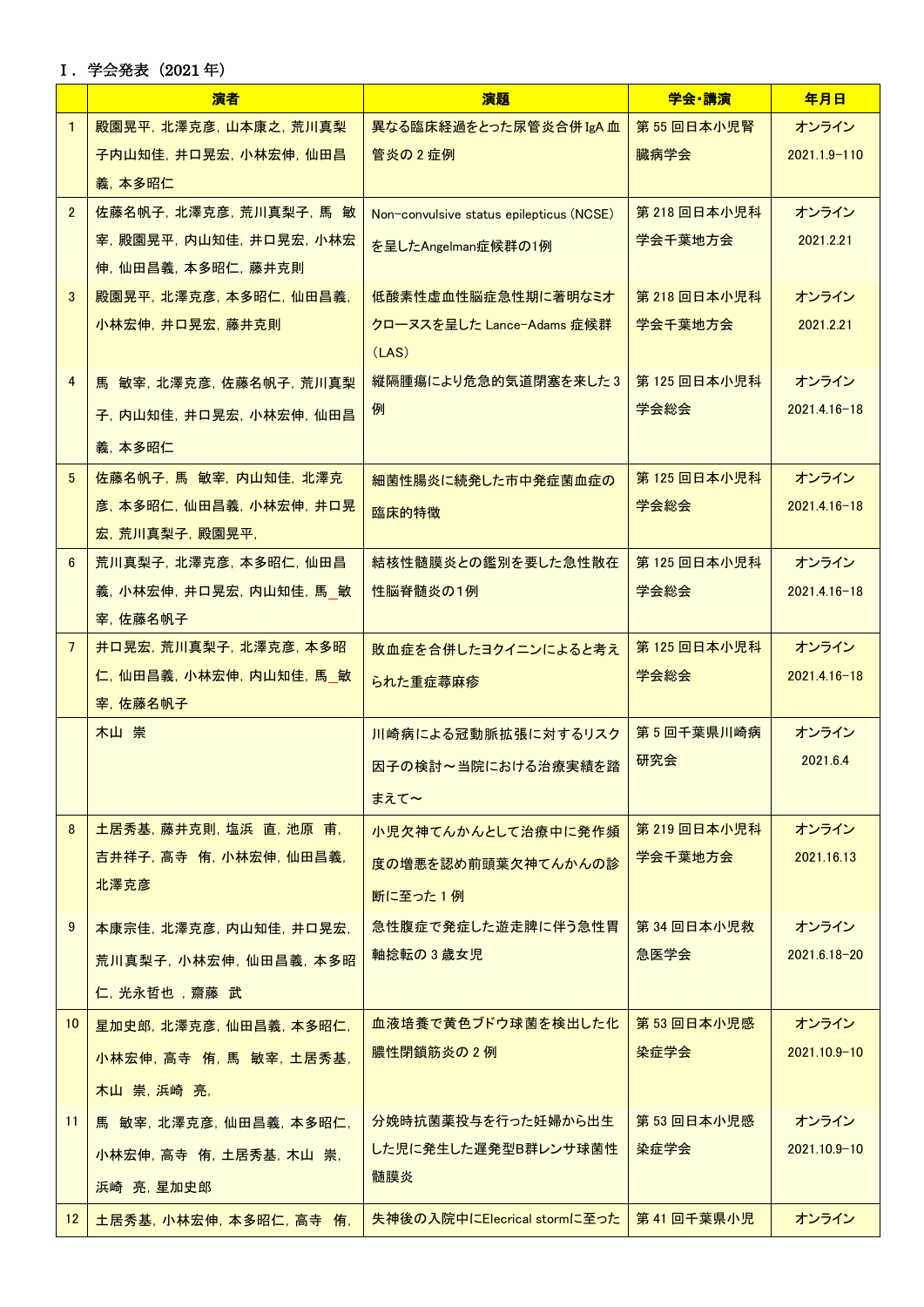## Ⅰ．学会発表（2021 年）

|  | 演者 | 演題 | 学会･講演 | 年月日 |
|---|---|---|---|---|
| 1 | 殿園晃平, 北澤克彦, 山本康之, 荒川真梨子内山知佳, 井口晃宏, 小林宏伸, 仙田昌義, 本多昭仁 | 異なる臨床経過をとった尿管炎合併 IgA 血管炎の 2 症例 | 第 55 回日本小児腎臓病学会 | オンライン 2021.1.9-110 |
| 2 | 佐藤名帆子, 北澤克彦, 荒川真梨子, 馬 敏宰, 殿園晃平, 内山知佳, 井口晃宏, 小林宏伸, 仙田昌義, 本多昭仁, 藤井克則 | Non-convulsive status epilepticus (NCSE) を呈したAngelman症候群の1例 | 第 218 回日本小児科学会千葉地方会 | オンライン 2021.2.21 |
| 3 | 殿園晃平, 北澤克彦, 本多昭仁, 仙田昌義, 小林宏伸, 井口晃宏, 藤井克則 | 低酸素性虚血性脳症急性期に著明なミオクローヌスを呈した Lance-Adams 症候群（LAS） | 第 218 回日本小児科学会千葉地方会 | オンライン 2021.2.21 |
| 4 | 馬 敏宰, 北澤克彦, 佐藤名帆子, 荒川真梨子, 内山知佳, 井口晃宏, 小林宏伸, 仙田昌義, 本多昭仁 | 縦隔腫瘍により危急的気道閉塞を来した 3 例 | 第 125 回日本小児科学会総会 | オンライン 2021.4.16-18 |
| 5 | 佐藤名帆子, 馬 敏宰, 内山知佳, 北澤克彦, 本多昭仁, 仙田昌義, 小林宏伸, 井口晃宏, 荒川真梨子, 殿園晃平, | 細菌性腸炎に続発した市中発症菌血症の臨床的特徴 | 第 125 回日本小児科学会総会 | オンライン 2021.4.16-18 |
| 6 | 荒川真梨子, 北澤克彦, 本多昭仁, 仙田昌義, 小林宏伸, 井口晃宏, 内山知佳, 馬_敏宰, 佐藤名帆子 | 結核性髄膜炎との鑑別を要した急性散在性脳脊髄炎の1例 | 第 125 回日本小児科学会総会 | オンライン 2021.4.16-18 |
| 7 | 井口晃宏, 荒川真梨子, 北澤克彦, 本多昭仁, 仙田昌義, 小林宏伸, 内山知佳, 馬_敏宰, 佐藤名帆子 | 敗血症を合併したヨクイニンによると考えられた重症蕁麻疹 | 第 125 回日本小児科学会総会 | オンライン 2021.4.16-18 |
|  | 木山 崇 | 川崎病による冠動脈拡張に対するリスク因子の検討～当院における治療実績を踏まえて～ | 第 5 回千葉県川崎病研究会 | オンライン 2021.6.4 |
| 8 | 土居秀基, 藤井克則, 塩浜 直, 池原 甫, 吉井祥子, 高寺 侑, 小林宏伸, 仙田昌義, 北澤克彦 | 小児欠神てんかんとして治療中に発作頻度の増悪を認め前頭葉欠神てんかんの診断に至った 1 例 | 第 219 回日本小児科学会千葉地方会 | オンライン 2021.16.13 |
| 9 | 本康宗佳, 北澤克彦, 内山知佳, 井口晃宏, 荒川真梨子, 小林宏伸, 仙田昌義, 本多昭仁, 光永哲也 , 齋藤 武 | 急性腹症で発症した遊走脾に伴う急性胃軸捻転の 3 歳女児 | 第 34 回日本小児救急医学会 | オンライン 2021.6.18-20 |
| 10 | 星加史郎, 北澤克彦, 仙田昌義, 本多昭仁, 小林宏伸, 高寺 侑, 馬 敏宰, 土居秀基, 木山 崇, 浜崎 亮, | 血液培養で黄色ブドウ球菌を検出した化膿性閉鎖筋炎の 2 例 | 第 53 回日本小児感染症学会 | オンライン 2021.10.9-10 |
| 11 | 馬 敏宰, 北澤克彦, 仙田昌義, 本多昭仁, 小林宏伸, 高寺 侑, 土居秀基, 木山 崇, 浜崎 亮, 星加史郎 | 分娩時抗菌薬投与を行った妊婦から出生した児に発生した遅発型B群レンサ球菌性髄膜炎 | 第 53 回日本小児感染症学会 | オンライン 2021.10.9-10 |
| 12 | 土居秀基, 小林宏伸, 本多昭仁, 高寺 侑, | 失神後の入院中にElecrical stormに至った | 第 41 回千葉県小児 | オンライン |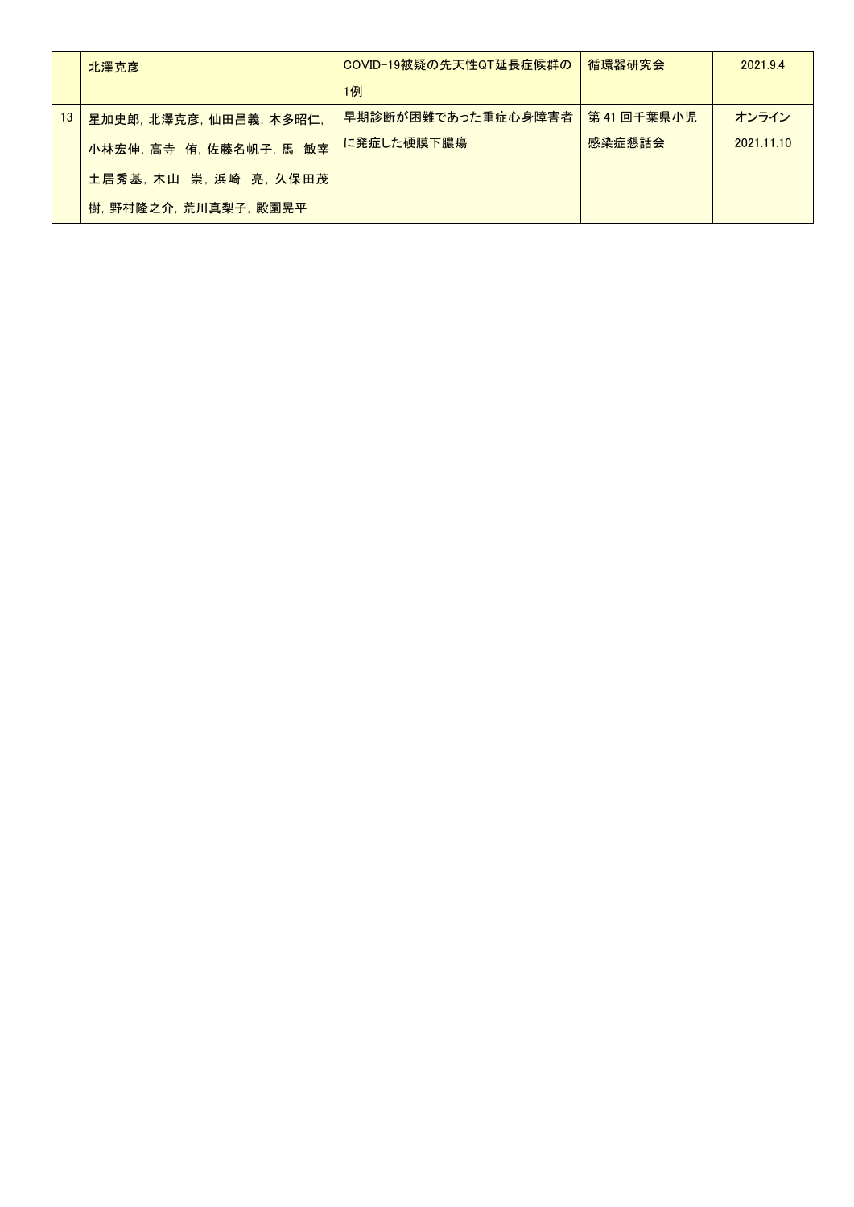|  | 北澤克彦 | COVID-19被疑の先天性QT延長症候群の1例 | 循環器研究会 | 2021.9.4 |
|---|---|---|---|---|
| 13 | 星加史郎, 北澤克彦, 仙田昌義, 本多昭仁, 小林宏伸, 高寺　侑, 佐藤名帆子, 馬　敏宰 土居秀基, 木山　崇, 浜崎　亮, 久保田茂樹, 野村隆之介, 荒川真梨子, 殿園晃平 | 早期診断が困難であった重症心身障害者に発症した硬膜下膿瘍 | 第 41 回千葉県小児感染症懇話会 | オンライン 2021.11.10 |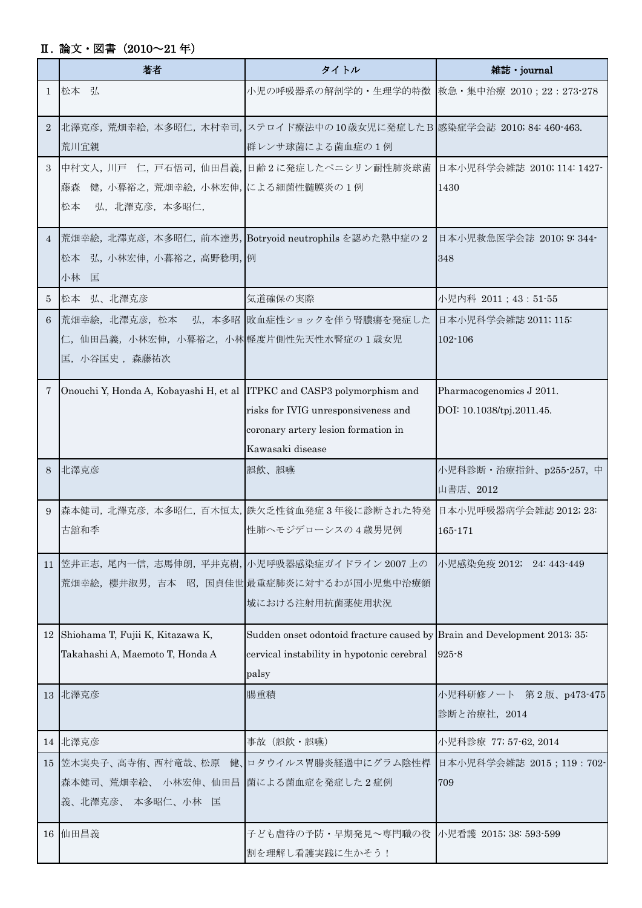## Ⅱ. 論文・図書（2010〜21 年）

| | 著者 | タイトル | 雑誌・journal |
|---|---|---|---|
| 1 | 松本　弘 | 小児の呼吸器系の解剖学的・生理学的特徴 | 救急・集中治療 2010；22：273-278 |
| 2 | 北澤克彦，荒畑幸絵，本多昭仁，木村幸司，荒川宜親 | ステロイド療法中の 10 歳女児に発症した B 群レンサ球菌による菌血症の 1 例 | 感染症学会誌 2010; 84: 460-463. |
| 3 | 中村文人，川戸　仁，戸石悟司，仙田昌義，藤森　健，小暮裕之，荒畑幸絵，小林宏伸，松本　弘，北澤克彦，本多昭仁， | 日齢 2 に発症したペニシリン耐性肺炎球菌による細菌性髄膜炎の 1 例 | 日本小児科学会雑誌 2010; 114: 1427-1430 |
| 4 | 荒畑幸絵，北澤克彦，本多昭仁，前本達男，松本　弘，小林宏伸，小暮裕之，高野稔明，小林　匡 | Botryoid neutrophils を認めた熱中症の 2 例 | 日本小児救急医学会雑誌 2010; 9: 344-348 |
| 5 | 松本　弘、北澤克彦 | 気道確保の実際 | 小児内科 2011；43：51-55 |
| 6 | 荒畑幸絵，北澤克彦，松本　弘，本多昭仁，仙田昌義，小林宏伸，小暮裕之，小林匡，小谷匡史，森藤祐次 | 敗血症性ショックを伴う腎膿瘍を発症した軽度片側性先天性水腎症の 1 歳女児 | 日本小児科学会雑誌 2011; 115: 102-106 |
| 7 | Onouchi Y, Honda A, Kobayashi H, et al | ITPKC and CASP3 polymorphism and risks for IVIG unresponsiveness and coronary artery lesion formation in Kawasaki disease | Pharmacogenomics J 2011. DOI: 10.1038/tpj.2011.45. |
| 8 | 北澤克彦 | 誤飲、誤嚥 | 小児科診断・治療指針、p255-257，中山書店、2012 |
| 9 | 森本健司，北澤克彦，本多昭仁，百木恒太，古舘和季 | 鉄欠乏性貧血発症 3 年後に診断された特発性肺ヘモジデローシスの 4 歳男児例 | 日本小児呼吸器病学会雑誌 2012; 23: 165-171 |
| 11 | 笠井正志，尾内一信，志馬伸朗，平井克樹，荒畑幸絵，櫻井淑男，吉本　昭，国貞佳世 | 小児呼吸器感染症ガイドライン 2007 上の最重症肺炎に対するわが国小児集中治療領域における注射用抗菌薬使用状況 | 小児感染免疫 2012;　24: 443-449 |
| 12 | Shiohama T, Fujii K, Kitazawa K, Takahashi A, Maemoto T, Honda A | Sudden onset odontoid fracture caused by cervical instability in hypotonic cerebral palsy | Brain and Development 2013; 35: 925-8 |
| 13 | 北澤克彦 | 腸重積 | 小児科研修ノート　第 2 版、p473-475 診断と治療社，2014 |
| 14 | 北澤克彦 | 事故（誤飲・誤嚥） | 小児科診療 77; 57-62, 2014 |
| 15 | 笠木実央子、高寺侑、西村竜哉、松原　健、森本健司、荒畑幸絵、 小林宏伸、仙田昌義、北澤克彦、 本多昭仁、小林　匡 | ロタウイルス胃腸炎経過中にグラム陰性桿菌による菌血症を発症した 2 症例 | 日本小児科学会雑誌 2015；119：702-709 |
| 16 | 仙田昌義 | 子ども虐待の予防・早期発見〜専門職の役割を理解し看護実践に生かそう！ | 小児看護 2015; 38: 593-599 |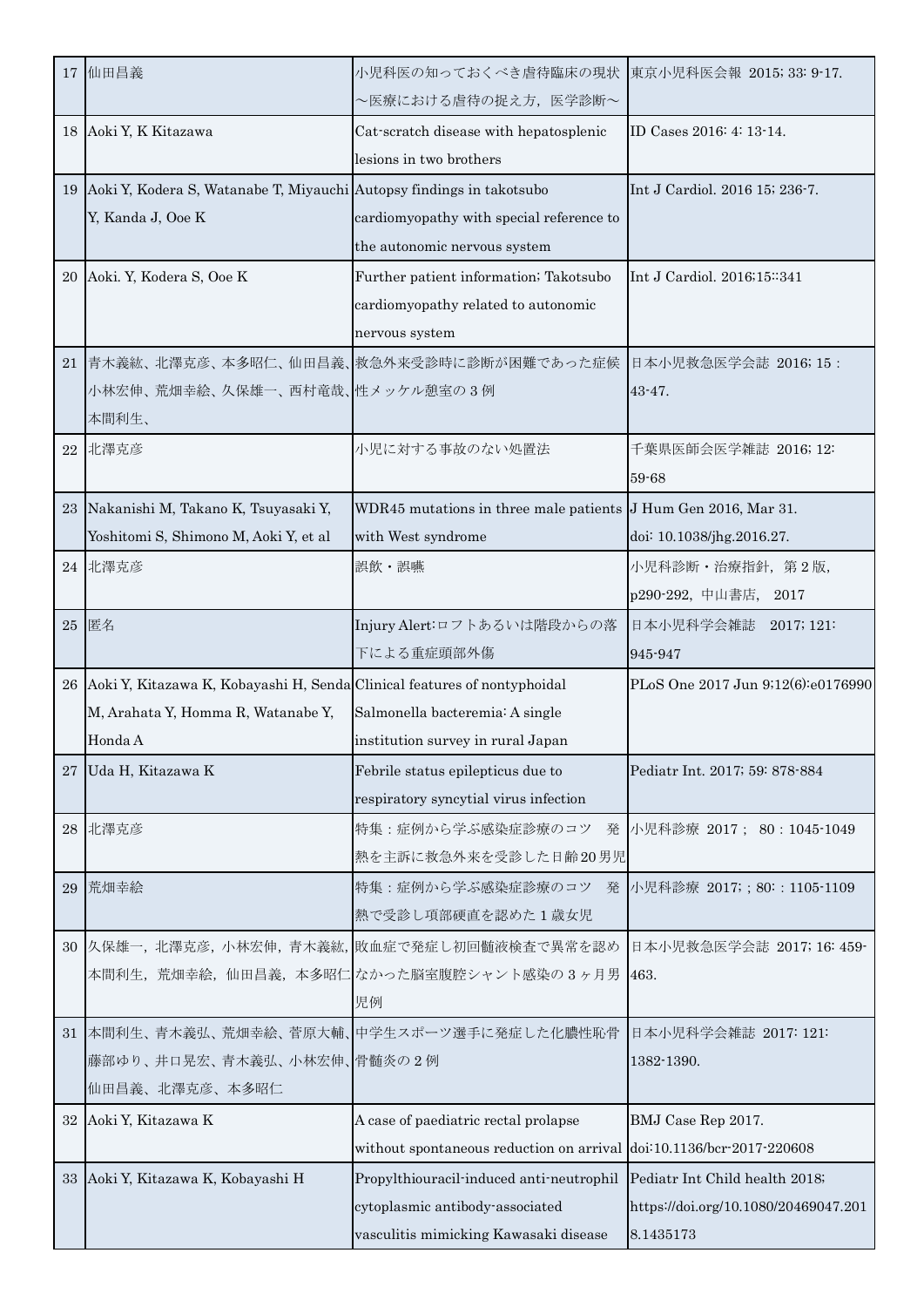| 17 | 仙田昌義 | 小児科医の知っておくべき虐待臨床の現状〜医療における虐待の捉え方，医学診断〜 | 東京小児科医会報 2015; 33: 9-17. |
|---|---|---|---|
| 18 | Aoki Y, K Kitazawa | Cat-scratch disease with hepatosplenic lesions in two brothers | ID Cases 2016: 4: 13-14. |
| 19 | Aoki Y, Kodera S, Watanabe T, Miyauchi Y, Kanda J, Ooe K | Autopsy findings in takotsubo cardiomyopathy with special reference to the autonomic nervous system | Int J Cardiol. 2016 15; 236-7. |
| 20 | Aoki. Y, Kodera S, Ooe K | Further patient information; Takotsubo cardiomyopathy related to autonomic nervous system | Int J Cardiol. 2016;15::341 |
| 21 | 青木義紘、北澤克彦、本多昭仁、仙田昌義、小林宏伸、荒畑幸絵、久保雄一、西村竜哉、本間利生、 | 救急外来受診時に診断が困難であった症候性メッケル憩室の3例 | 日本小児救急医学会誌 2016; 15 : 43-47. |
| 22 | 北澤克彦 | 小児に対する事故のない処置法 | 千葉県医師会医学雑誌 2016; 12: 59-68 |
| 23 | Nakanishi M, Takano K, Tsuyasaki Y, Yoshitomi S, Shimono M, Aoki Y, et al | WDR45 mutations in three male patients with West syndrome | J Hum Gen 2016, Mar 31. doi: 10.1038/jhg.2016.27. |
| 24 | 北澤克彦 | 誤飲・誤嚥 | 小児科診断・治療指針，第2版，p290-292，中山書店， 2017 |
| 25 | 匿名 | Injury Alert:ロフトあるいは階段からの落下による重症頭部外傷 | 日本小児科学会雑誌 2017; 121: 945-947 |
| 26 | Aoki Y, Kitazawa K, Kobayashi H, Senda M, Arahata Y, Homma R, Watanabe Y, Honda A | Clinical features of nontyphoidal Salmonella bacteremia: A single institution survey in rural Japan | PLoS One 2017 Jun 9;12(6):e0176990 |
| 27 | Uda H, Kitazawa K | Febrile status epilepticus due to respiratory syncytial virus infection | Pediatr Int. 2017; 59: 878-884 |
| 28 | 北澤克彦 | 特集：症例から学ぶ感染症診療のコツ　発熱を主訴に救急外来を受診した日齢20男児 | 小児科診療 2017； 80：1045-1049 |
| 29 | 荒畑幸絵 | 特集：症例から学ぶ感染症診療のコツ　発熱で受診し項部硬直を認めた1歳女児 | 小児科診療 2017; ; 80: : 1105-1109 |
| 30 | 久保雄一，北澤克彦，小林宏伸，青木義紘，本間利生，荒畑幸絵，仙田昌義，本多昭仁 | 敗血症で発症し初回髄液検査で異常を認めなかった脳室腹腔シャント感染の3ヶ月男児例 | 日本小児救急医学会誌 2017; 16: 459-463. |
| 31 | 本間利生、青木義弘、荒畑幸絵、菅原大輔、藤部ゆり、井口晃宏、青木義弘、小林宏伸、仙田昌義、北澤克彦、本多昭仁 | 中学生スポーツ選手に発症した化膿性恥骨骨髄炎の2例 | 日本小児科学会雑誌 2017: 121: 1382-1390. |
| 32 | Aoki Y, Kitazawa K | A case of paediatric rectal prolapse without spontaneous reduction on arrival | BMJ Case Rep 2017. doi:10.1136/bcr-2017-220608 |
| 33 | Aoki Y, Kitazawa K, Kobayashi H | Propylthiouracil-induced anti-neutrophil cytoplasmic antibody-associated vasculitis mimicking Kawasaki disease | Pediatr Int Child health 2018; https://doi.org/10.1080/20469047.2018.1435173 |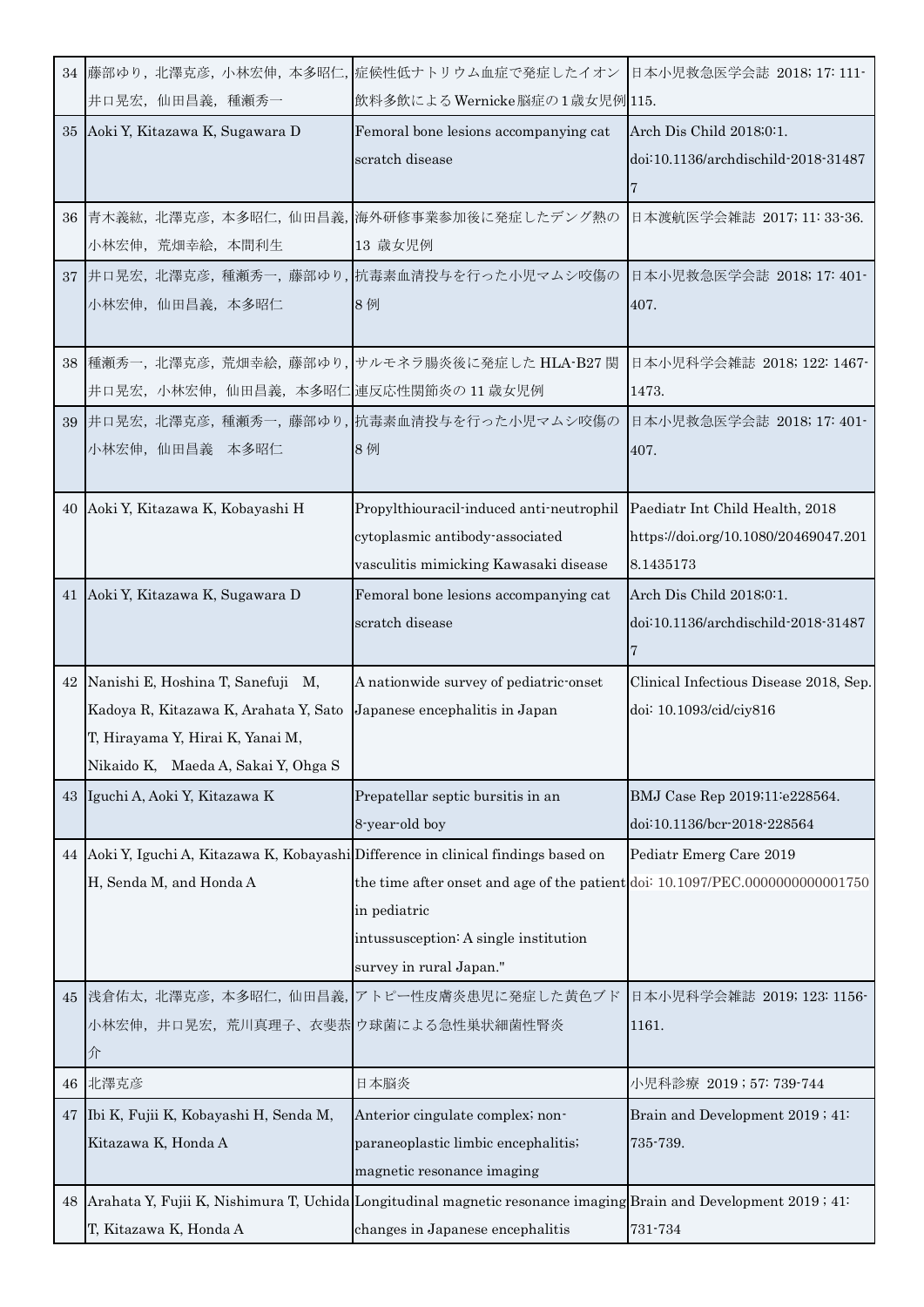| 34 | 藤部ゆり，北澤克彦，小林宏伸，本多昭仁，井口晃宏，仙田昌義，種瀬秀一 | 症候性低ナトリウム血症で発症したイオン飲料多飲によるWernicke脳症の１歳女児例 | 日本小児救急医学会誌 2018; 17: 111-115. |
|---|---|---|---|
| 35 | Aoki Y, Kitazawa K, Sugawara D | Femoral bone lesions accompanying cat scratch disease | Arch Dis Child 2018;0:1. doi:10.1136/archdischild-2018-314877 |
| 36 | 青木義紘，北澤克彦，本多昭仁，仙田昌義，小林宏伸，荒畑幸絵，本間利生 | 海外研修事業参加後に発症したデング熱の 13 歳女児例 | 日本渡航医学会雑誌 2017; 11: 33-36. |
| 37 | 井口晃宏，北澤克彦，種瀬秀一，藤部ゆり，小林宏伸，仙田昌義，本多昭仁 | 抗毒素血清投与を行った小児マムシ咬傷の 8 例 | 日本小児救急医学会誌 2018; 17: 401-407. |
| 38 | 種瀬秀一，北澤克彦，荒畑幸絵，藤部ゆり，井口晃宏，小林宏伸，仙田昌義，本多昭仁 | サルモネラ腸炎後に発症した HLA-B27 関連反応性関節炎の 11 歳女児例 | 日本小児科学会雑誌 2018; 122: 1467-1473. |
| 39 | 井口晃宏，北澤克彦，種瀬秀一，藤部ゆり，小林宏伸，仙田昌義　本多昭仁 | 抗毒素血清投与を行った小児マムシ咬傷の 8 例 | 日本小児救急医学会誌 2018; 17: 401-407. |
| 40 | Aoki Y, Kitazawa K, Kobayashi H | Propylthiouracil-induced anti-neutrophil cytoplasmic antibody-associated vasculitis mimicking Kawasaki disease | Paediatr Int Child Health, 2018 https://doi.org/10.1080/20469047.2018.1435173 |
| 41 | Aoki Y, Kitazawa K, Sugawara D | Femoral bone lesions accompanying cat scratch disease | Arch Dis Child 2018;0:1. doi:10.1136/archdischild-2018-314877 |
| 42 | Nanishi E, Hoshina T, Sanefuji M, Kadoya R, Kitazawa K, Arahata Y, Sato T, Hirayama Y, Hirai K, Yanai M, Nikaido K, Maeda A, Sakai Y, Ohga S | A nationwide survey of pediatric-onset Japanese encephalitis in Japan | Clinical Infectious Disease 2018, Sep. doi: 10.1093/cid/ciy816 |
| 43 | Iguchi A, Aoki Y, Kitazawa K | Prepatellar septic bursitis in an 8-year-old boy | BMJ Case Rep 2019;11:e228564. doi:10.1136/bcr-2018-228564 |
| 44 | Aoki Y, Iguchi A, Kitazawa K, Kobayashi H, Senda M, and Honda A | Difference in clinical findings based on the time after onset and age of the patient in pediatric intussusception: A single institution survey in rural Japan." | Pediatr Emerg Care 2019 doi: 10.1097/PEC.0000000000001750 |
| 45 | 浅倉佑太，北澤克彦，本多昭仁，仙田昌義，小林宏伸，井口晃宏，荒川真理子、衣斐恭介 | アトピー性皮膚炎患児に発症した黄色ブドウ球菌による急性巣状細菌性腎炎 | 日本小児科学会雑誌 2019; 123: 1156-1161. |
| 46 | 北澤克彦 | 日本脳炎 | 小児科診療 2019 ; 57: 739-744 |
| 47 | Ibi K, Fujii K, Kobayashi H, Senda M, Kitazawa K, Honda A | Anterior cingulate complex; non-paraneoplastic limbic encephalitis; magnetic resonance imaging | Brain and Development 2019 ; 41: 735-739. |
| 48 | Arahata Y, Fujii K, Nishimura T, Uchida T, Kitazawa K, Honda A | Longitudinal magnetic resonance imaging changes in Japanese encephalitis | Brain and Development 2019 ; 41: 731-734 |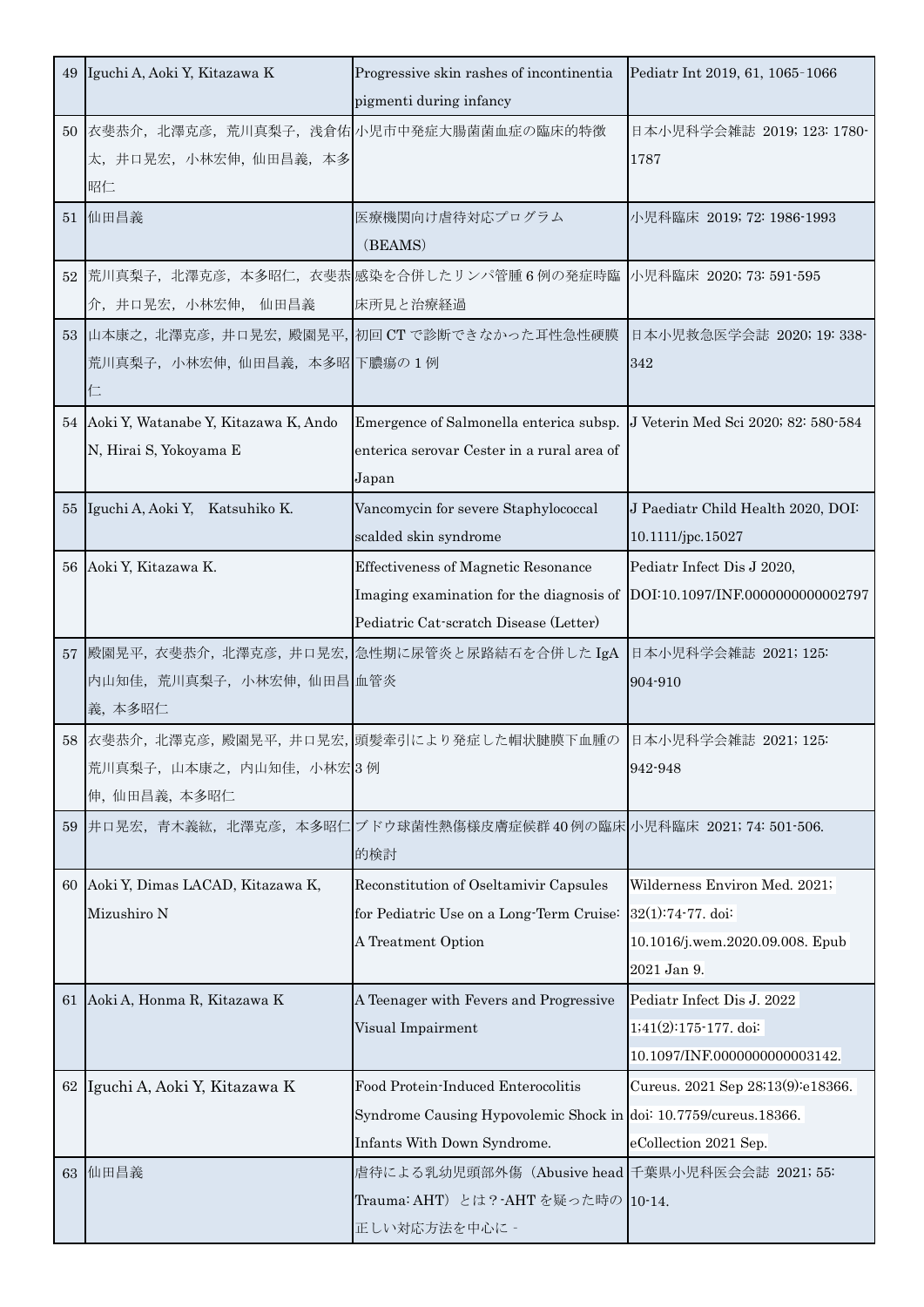| | | | |
|---|---|---|---|
| 49 | Iguchi A, Aoki Y, Kitazawa K | Progressive skin rashes of incontinentia pigmenti during infancy | Pediatr Int 2019, 61, 1065-1066 |
| 50 | 衣斐恭介，北澤克彦，荒川真梨子，浅倉佑太，井口晃宏，小林宏伸，仙田昌義，本多昭仁 | 小児市中発症大腸菌菌血症の臨床的特徴 | 日本小児科学会雑誌 2019; 123: 1780-1787 |
| 51 | 仙田昌義 | 医療機関向け虐待対応プログラム（BEAMS） | 小児科臨床 2019; 72: 1986-1993 |
| 52 | 荒川真梨子，北澤克彦，本多昭仁，衣斐恭介，井口晃宏，小林宏伸， 仙田昌義 | 感染を合併したリンパ管腫 6 例の発症時臨床所見と治療経過 | 小児科臨床 2020; 73: 591-595 |
| 53 | 山本康之，北澤克彦，井口晃宏，殿園晃平，荒川真梨子，小林宏伸，仙田昌義，本多昭仁 | 初回 CT で診断できなかった耳性急性硬膜下膿瘍の 1 例 | 日本小児救急医学会誌 2020; 19: 338-342 |
| 54 | Aoki Y, Watanabe Y, Kitazawa K, Ando N, Hirai S, Yokoyama E | Emergence of Salmonella enterica subsp. enterica serovar Cester in a rural area of Japan | J Veterin Med Sci 2020; 82: 580-584 |
| 55 | Iguchi A, Aoki Y, Katsuhiko K. | Vancomycin for severe Staphylococcal scalded skin syndrome | J Paediatr Child Health 2020, DOI: 10.1111/jpc.15027 |
| 56 | Aoki Y, Kitazawa K. | Effectiveness of Magnetic Resonance Imaging examination for the diagnosis of Pediatric Cat-scratch Disease (Letter) | Pediatr Infect Dis J 2020, DOI:10.1097/INF.0000000000002797 |
| 57 | 殿園晃平，衣斐恭介，北澤克彦，井口晃宏，内山知佳，荒川真梨子，小林宏伸，仙田昌義，本多昭仁 | 急性期に尿管炎と尿路結石を合併した IgA 血管炎 | 日本小児科学会雑誌 2021; 125: 904-910 |
| 58 | 衣斐恭介，北澤克彦，殿園晃平，井口晃宏，荒川真梨子，山本康之，内山知佳，小林宏伸，仙田昌義，本多昭仁 | 頭髪牽引により発症した帽状腱膜下血腫の 3 例 | 日本小児科学会雑誌 2021; 125: 942-948 |
| 59 | 井口晃宏，青木義紘，北澤克彦，本多昭仁 | ブドウ球菌性熱傷様皮膚症候群 40 例の臨床的検討 | 小児科臨床 2021; 74: 501-506. |
| 60 | Aoki Y, Dimas LACAD, Kitazawa K, Mizushiro N | Reconstitution of Oseltamivir Capsules for Pediatric Use on a Long-Term Cruise: A Treatment Option | Wilderness Environ Med. 2021; 32(1):74-77. doi: 10.1016/j.wem.2020.09.008. Epub 2021 Jan 9. |
| 61 | Aoki A, Honma R, Kitazawa K | A Teenager with Fevers and Progressive Visual Impairment | Pediatr Infect Dis J. 2022 1;41(2):175-177. doi: 10.1097/INF.0000000000003142. |
| 62 | Iguchi A, Aoki Y, Kitazawa K | Food Protein-Induced Enterocolitis Syndrome Causing Hypovolemic Shock in Infants With Down Syndrome. | Cureus. 2021 Sep 28;13(9):e18366. doi: 10.7759/cureus.18366. eCollection 2021 Sep. |
| 63 | 仙田昌義 | 虐待による乳幼児頭部外傷（Abusive head Trauma: AHT）とは？-AHT を疑った時の正しい対応方法を中心に - | 千葉県小児科医会会誌 2021; 55: 10-14. |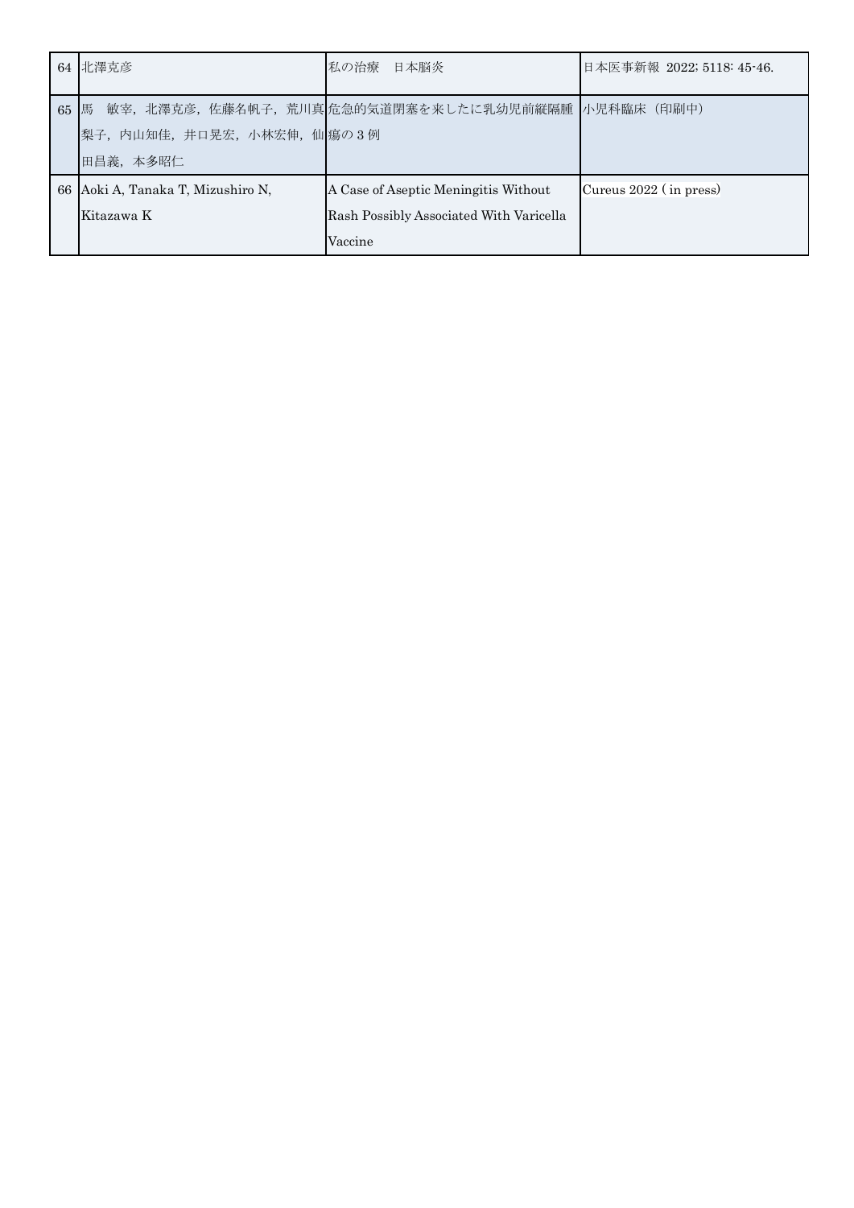| | | | |
|---|---|---|---|
| 64 | 北澤克彦 | 私の治療　日本脳炎 | 日本医事新報 2022; 5118: 45-46. |
| 65 | 馬　敏宰，北澤克彦，佐藤名帆子，荒川真梨子，内山知佳，井口晃宏，小林宏伸，仙田昌義，本多昭仁 | 危急的気道閉塞を来したに乳幼児前縦隔腫瘍の 3 例 | 小児科臨床（印刷中） |
| 66 | Aoki A, Tanaka T, Mizushiro N, Kitazawa K | A Case of Aseptic Meningitis Without Rash Possibly Associated With Varicella Vaccine | Cureus 2022 ( in press) |